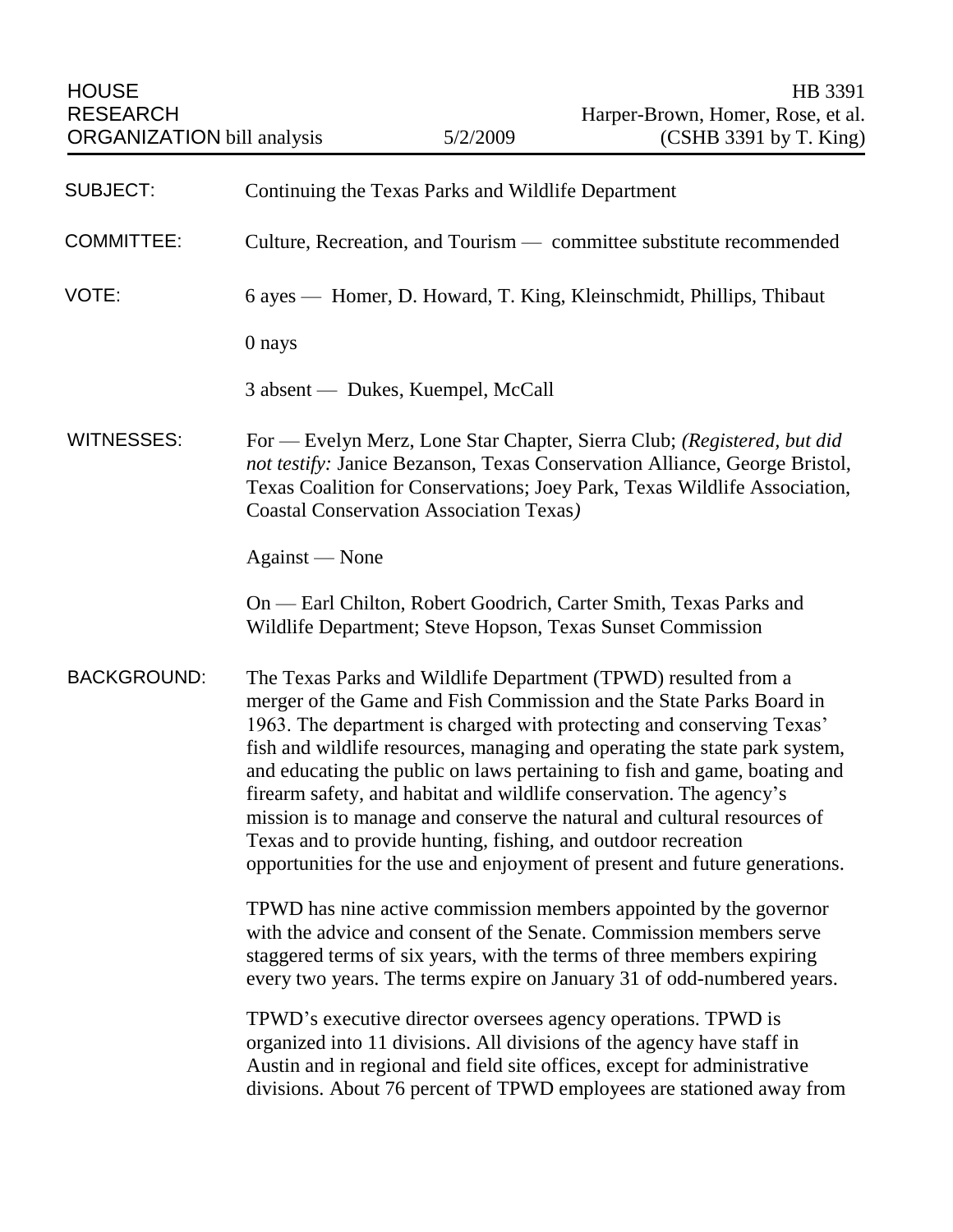HOUSE RESEARCH ORGANIZATION bill analysis — 5/2/2009 — HB 3391 Harper-Brown, Homer, Rose, et al. (CSHB 3391 by T. King)

**SUBJECT:** Continuing the Texas Parks and Wildlife Department

**COMMITTEE:** Culture, Recreation, and Tourism — committee substitute recommended

**VOTE:** 6 ayes — Homer, D. Howard, T. King, Kleinschmidt, Phillips, Thibaut

0 nays

3 absent — Dukes, Kuempel, McCall

**WITNESSES:** For — Evelyn Merz, Lone Star Chapter, Sierra Club; *(Registered, but did not testify:* Janice Bezanson, Texas Conservation Alliance, George Bristol, Texas Coalition for Conservations; Joey Park, Texas Wildlife Association, Coastal Conservation Association Texas*)*

Against — None

On — Earl Chilton, Robert Goodrich, Carter Smith, Texas Parks and Wildlife Department; Steve Hopson, Texas Sunset Commission

**BACKGROUND:** The Texas Parks and Wildlife Department (TPWD) resulted from a merger of the Game and Fish Commission and the State Parks Board in 1963. The department is charged with protecting and conserving Texas' fish and wildlife resources, managing and operating the state park system, and educating the public on laws pertaining to fish and game, boating and firearm safety, and habitat and wildlife conservation. The agency's mission is to manage and conserve the natural and cultural resources of Texas and to provide hunting, fishing, and outdoor recreation opportunities for the use and enjoyment of present and future generations.

TPWD has nine active commission members appointed by the governor with the advice and consent of the Senate. Commission members serve staggered terms of six years, with the terms of three members expiring every two years. The terms expire on January 31 of odd-numbered years.

TPWD's executive director oversees agency operations. TPWD is organized into 11 divisions. All divisions of the agency have staff in Austin and in regional and field site offices, except for administrative divisions. About 76 percent of TPWD employees are stationed away from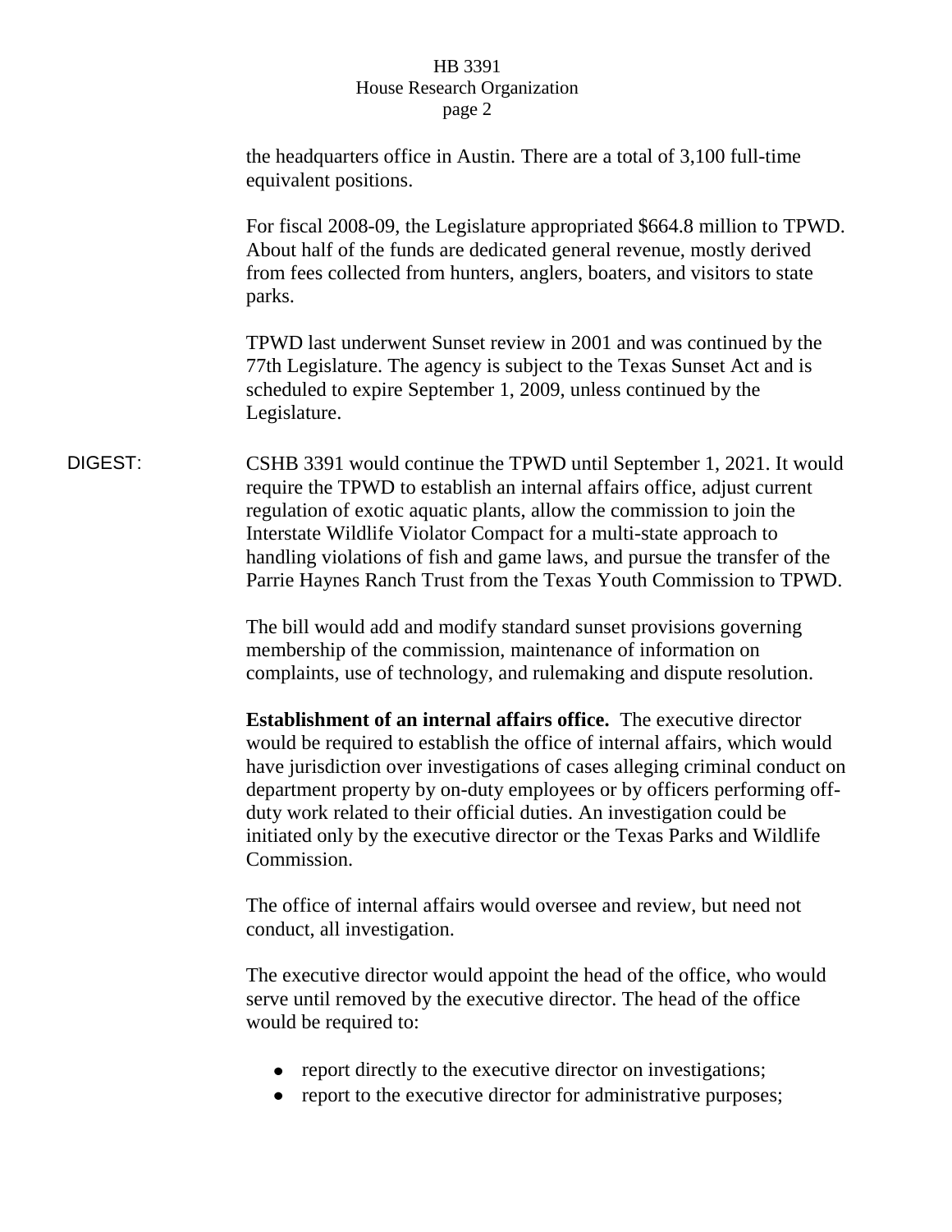the headquarters office in Austin. There are a total of 3,100 full-time equivalent positions.

For fiscal 2008-09, the Legislature appropriated $664.8 million to TPWD. About half of the funds are dedicated general revenue, mostly derived from fees collected from hunters, anglers, boaters, and visitors to state parks.

TPWD last underwent Sunset review in 2001 and was continued by the 77th Legislature. The agency is subject to the Texas Sunset Act and is scheduled to expire September 1, 2009, unless continued by the Legislature.

DIGEST: CSHB 3391 would continue the TPWD until September 1, 2021. It would require the TPWD to establish an internal affairs office, adjust current regulation of exotic aquatic plants, allow the commission to join the Interstate Wildlife Violator Compact for a multi-state approach to handling violations of fish and game laws, and pursue the transfer of the Parrie Haynes Ranch Trust from the Texas Youth Commission to TPWD.

The bill would add and modify standard sunset provisions governing membership of the commission, maintenance of information on complaints, use of technology, and rulemaking and dispute resolution.

**Establishment of an internal affairs office.** The executive director would be required to establish the office of internal affairs, which would have jurisdiction over investigations of cases alleging criminal conduct on department property by on-duty employees or by officers performing off-duty work related to their official duties. An investigation could be initiated only by the executive director or the Texas Parks and Wildlife Commission.

The office of internal affairs would oversee and review, but need not conduct, all investigation.

The executive director would appoint the head of the office, who would serve until removed by the executive director. The head of the office would be required to:

- report directly to the executive director on investigations;
- report to the executive director for administrative purposes;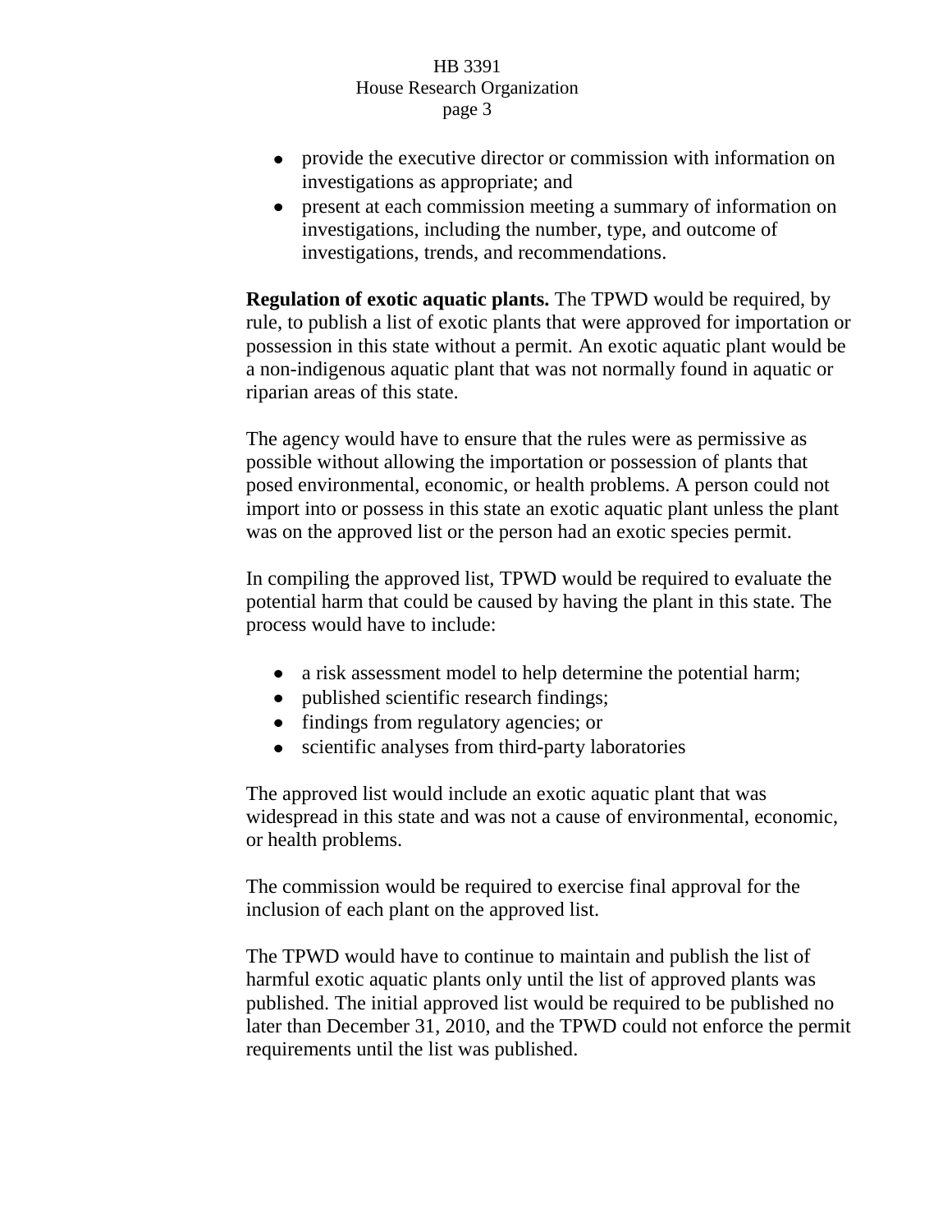- provide the executive director or commission with information on investigations as appropriate; and
- present at each commission meeting a summary of information on investigations, including the number, type, and outcome of investigations, trends, and recommendations.

**Regulation of exotic aquatic plants.** The TPWD would be required, by rule, to publish a list of exotic plants that were approved for importation or possession in this state without a permit. An exotic aquatic plant would be a non-indigenous aquatic plant that was not normally found in aquatic or riparian areas of this state.

The agency would have to ensure that the rules were as permissive as possible without allowing the importation or possession of plants that posed environmental, economic, or health problems. A person could not import into or possess in this state an exotic aquatic plant unless the plant was on the approved list or the person had an exotic species permit.

In compiling the approved list, TPWD would be required to evaluate the potential harm that could be caused by having the plant in this state. The process would have to include:

- a risk assessment model to help determine the potential harm;
- published scientific research findings;
- findings from regulatory agencies; or
- scientific analyses from third-party laboratories

The approved list would include an exotic aquatic plant that was widespread in this state and was not a cause of environmental, economic, or health problems.

The commission would be required to exercise final approval for the inclusion of each plant on the approved list.

The TPWD would have to continue to maintain and publish the list of harmful exotic aquatic plants only until the list of approved plants was published. The initial approved list would be required to be published no later than December 31, 2010, and the TPWD could not enforce the permit requirements until the list was published.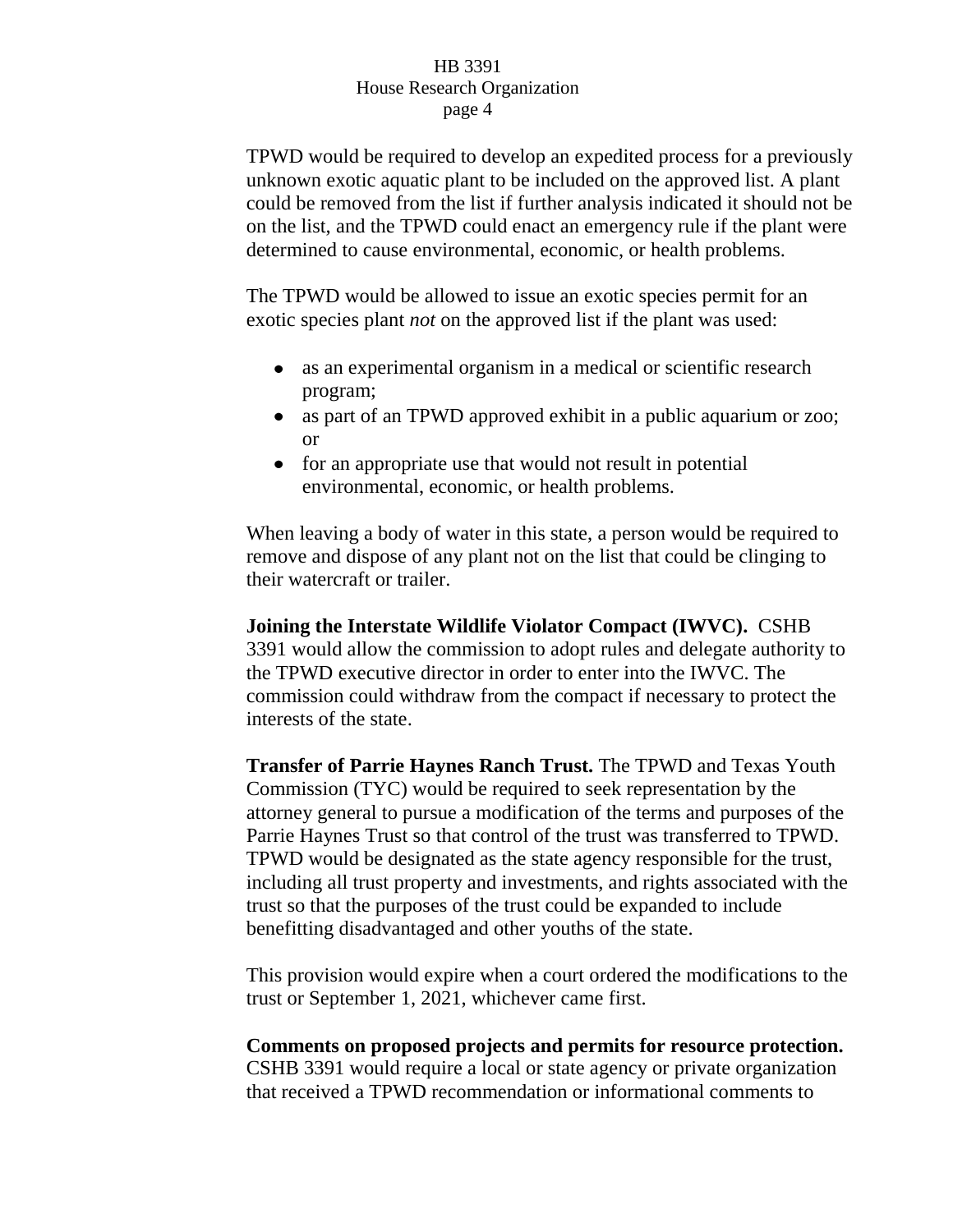TPWD would be required to develop an expedited process for a previously unknown exotic aquatic plant to be included on the approved list. A plant could be removed from the list if further analysis indicated it should not be on the list, and the TPWD could enact an emergency rule if the plant were determined to cause environmental, economic, or health problems.

The TPWD would be allowed to issue an exotic species permit for an exotic species plant *not* on the approved list if the plant was used:

- as an experimental organism in a medical or scientific research program;
- as part of an TPWD approved exhibit in a public aquarium or zoo; or
- for an appropriate use that would not result in potential environmental, economic, or health problems.

When leaving a body of water in this state, a person would be required to remove and dispose of any plant not on the list that could be clinging to their watercraft or trailer.

**Joining the Interstate Wildlife Violator Compact (IWVC).** CSHB 3391 would allow the commission to adopt rules and delegate authority to the TPWD executive director in order to enter into the IWVC. The commission could withdraw from the compact if necessary to protect the interests of the state.

**Transfer of Parrie Haynes Ranch Trust.** The TPWD and Texas Youth Commission (TYC) would be required to seek representation by the attorney general to pursue a modification of the terms and purposes of the Parrie Haynes Trust so that control of the trust was transferred to TPWD. TPWD would be designated as the state agency responsible for the trust, including all trust property and investments, and rights associated with the trust so that the purposes of the trust could be expanded to include benefitting disadvantaged and other youths of the state.

This provision would expire when a court ordered the modifications to the trust or September 1, 2021, whichever came first.

**Comments on proposed projects and permits for resource protection.** CSHB 3391 would require a local or state agency or private organization that received a TPWD recommendation or informational comments to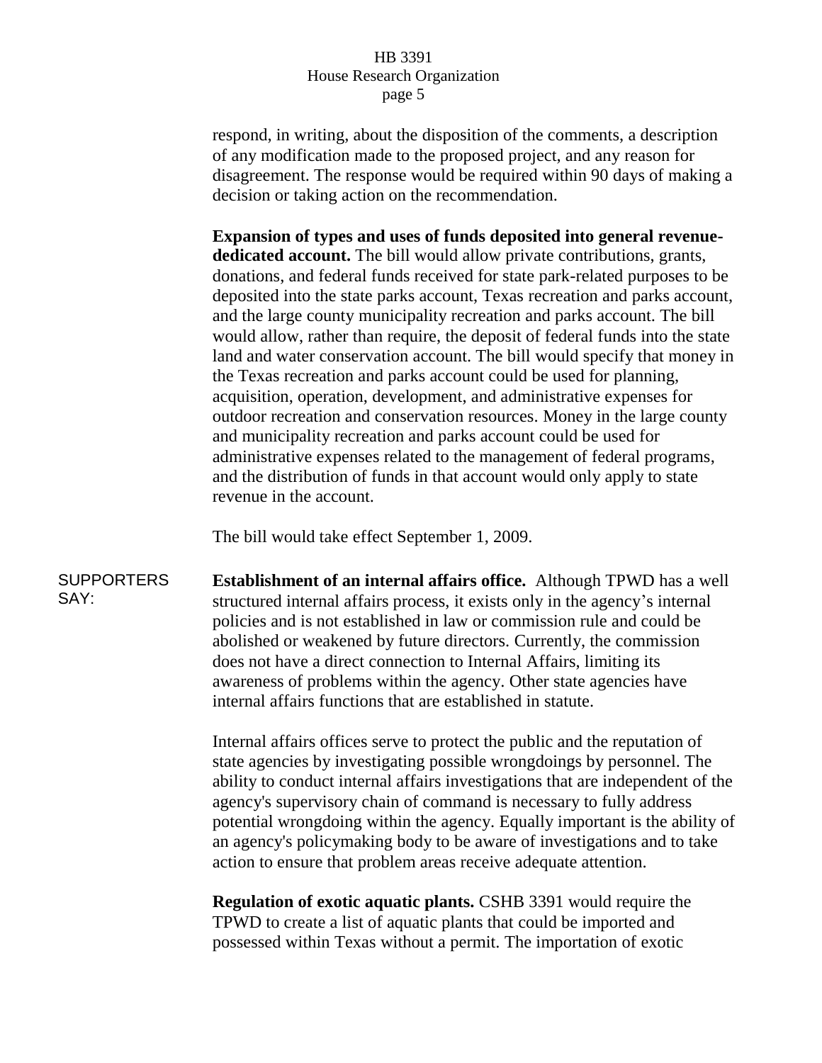respond, in writing, about the disposition of the comments, a description of any modification made to the proposed project, and any reason for disagreement. The response would be required within 90 days of making a decision or taking action on the recommendation.

**Expansion of types and uses of funds deposited into general revenue-dedicated account.** The bill would allow private contributions, grants, donations, and federal funds received for state park-related purposes to be deposited into the state parks account, Texas recreation and parks account, and the large county municipality recreation and parks account. The bill would allow, rather than require, the deposit of federal funds into the state land and water conservation account. The bill would specify that money in the Texas recreation and parks account could be used for planning, acquisition, operation, development, and administrative expenses for outdoor recreation and conservation resources. Money in the large county and municipality recreation and parks account could be used for administrative expenses related to the management of federal programs, and the distribution of funds in that account would only apply to state revenue in the account.

The bill would take effect September 1, 2009.

SUPPORTERS SAY:

**Establishment of an internal affairs office.** Although TPWD has a well structured internal affairs process, it exists only in the agency's internal policies and is not established in law or commission rule and could be abolished or weakened by future directors. Currently, the commission does not have a direct connection to Internal Affairs, limiting its awareness of problems within the agency. Other state agencies have internal affairs functions that are established in statute.

Internal affairs offices serve to protect the public and the reputation of state agencies by investigating possible wrongdoings by personnel. The ability to conduct internal affairs investigations that are independent of the agency's supervisory chain of command is necessary to fully address potential wrongdoing within the agency. Equally important is the ability of an agency's policymaking body to be aware of investigations and to take action to ensure that problem areas receive adequate attention.

**Regulation of exotic aquatic plants.** CSHB 3391 would require the TPWD to create a list of aquatic plants that could be imported and possessed within Texas without a permit. The importation of exotic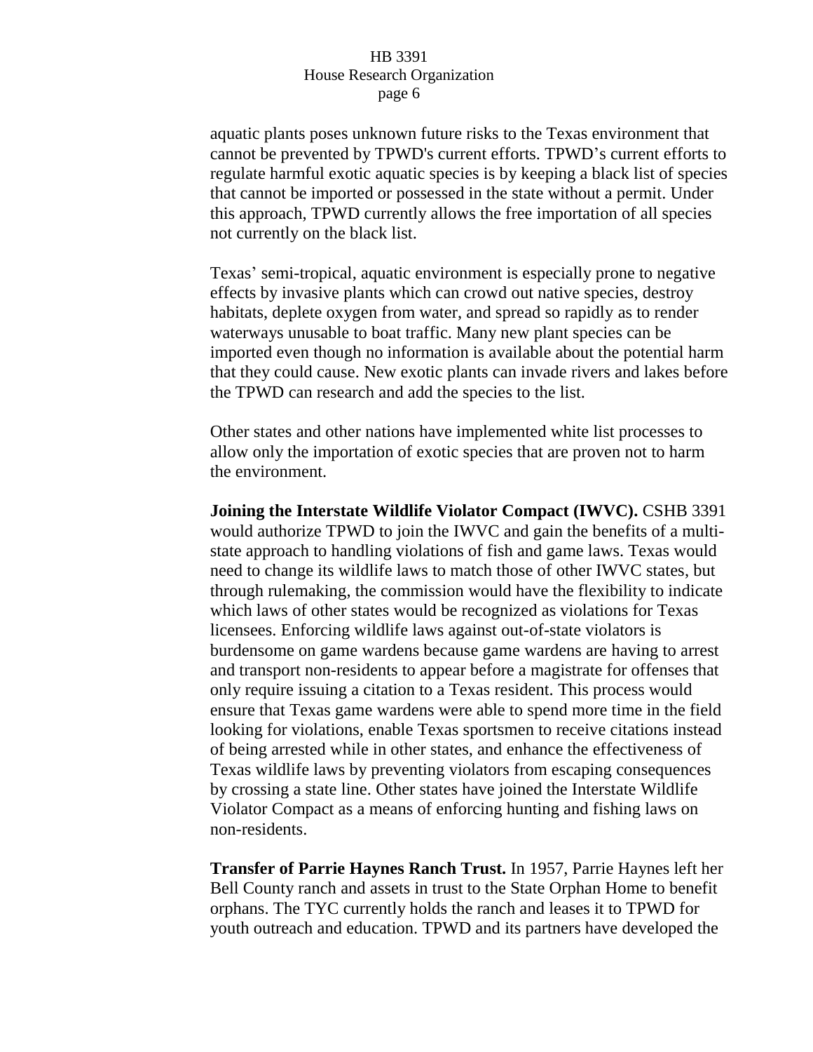aquatic plants poses unknown future risks to the Texas environment that cannot be prevented by TPWD's current efforts. TPWD's current efforts to regulate harmful exotic aquatic species is by keeping a black list of species that cannot be imported or possessed in the state without a permit. Under this approach, TPWD currently allows the free importation of all species not currently on the black list.

Texas' semi-tropical, aquatic environment is especially prone to negative effects by invasive plants which can crowd out native species, destroy habitats, deplete oxygen from water, and spread so rapidly as to render waterways unusable to boat traffic. Many new plant species can be imported even though no information is available about the potential harm that they could cause. New exotic plants can invade rivers and lakes before the TPWD can research and add the species to the list.

Other states and other nations have implemented white list processes to allow only the importation of exotic species that are proven not to harm the environment.

**Joining the Interstate Wildlife Violator Compact (IWVC).** CSHB 3391 would authorize TPWD to join the IWVC and gain the benefits of a multi-state approach to handling violations of fish and game laws. Texas would need to change its wildlife laws to match those of other IWVC states, but through rulemaking, the commission would have the flexibility to indicate which laws of other states would be recognized as violations for Texas licensees. Enforcing wildlife laws against out-of-state violators is burdensome on game wardens because game wardens are having to arrest and transport non-residents to appear before a magistrate for offenses that only require issuing a citation to a Texas resident. This process would ensure that Texas game wardens were able to spend more time in the field looking for violations, enable Texas sportsmen to receive citations instead of being arrested while in other states, and enhance the effectiveness of Texas wildlife laws by preventing violators from escaping consequences by crossing a state line. Other states have joined the Interstate Wildlife Violator Compact as a means of enforcing hunting and fishing laws on non-residents.

**Transfer of Parrie Haynes Ranch Trust.** In 1957, Parrie Haynes left her Bell County ranch and assets in trust to the State Orphan Home to benefit orphans. The TYC currently holds the ranch and leases it to TPWD for youth outreach and education. TPWD and its partners have developed the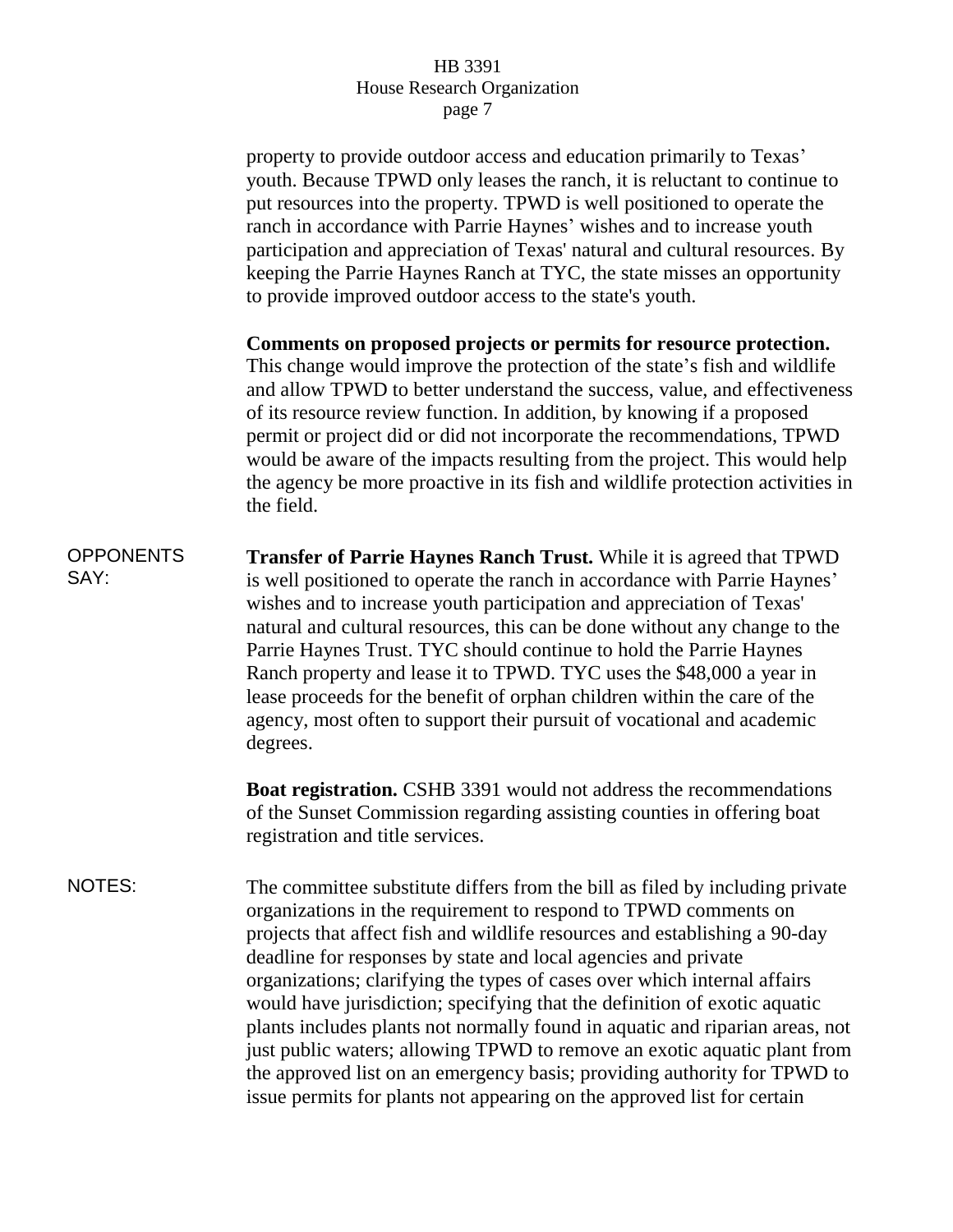property to provide outdoor access and education primarily to Texas' youth. Because TPWD only leases the ranch, it is reluctant to continue to put resources into the property. TPWD is well positioned to operate the ranch in accordance with Parrie Haynes' wishes and to increase youth participation and appreciation of Texas' natural and cultural resources. By keeping the Parrie Haynes Ranch at TYC, the state misses an opportunity to provide improved outdoor access to the state's youth.

**Comments on proposed projects or permits for resource protection.** This change would improve the protection of the state's fish and wildlife and allow TPWD to better understand the success, value, and effectiveness of its resource review function. In addition, by knowing if a proposed permit or project did or did not incorporate the recommendations, TPWD would be aware of the impacts resulting from the project. This would help the agency be more proactive in its fish and wildlife protection activities in the field.

OPPONENTS SAY:

**Transfer of Parrie Haynes Ranch Trust.** While it is agreed that TPWD is well positioned to operate the ranch in accordance with Parrie Haynes' wishes and to increase youth participation and appreciation of Texas' natural and cultural resources, this can be done without any change to the Parrie Haynes Trust. TYC should continue to hold the Parrie Haynes Ranch property and lease it to TPWD. TYC uses the $48,000 a year in lease proceeds for the benefit of orphan children within the care of the agency, most often to support their pursuit of vocational and academic degrees.

**Boat registration.** CSHB 3391 would not address the recommendations of the Sunset Commission regarding assisting counties in offering boat registration and title services.

NOTES:

The committee substitute differs from the bill as filed by including private organizations in the requirement to respond to TPWD comments on projects that affect fish and wildlife resources and establishing a 90-day deadline for responses by state and local agencies and private organizations; clarifying the types of cases over which internal affairs would have jurisdiction; specifying that the definition of exotic aquatic plants includes plants not normally found in aquatic and riparian areas, not just public waters; allowing TPWD to remove an exotic aquatic plant from the approved list on an emergency basis; providing authority for TPWD to issue permits for plants not appearing on the approved list for certain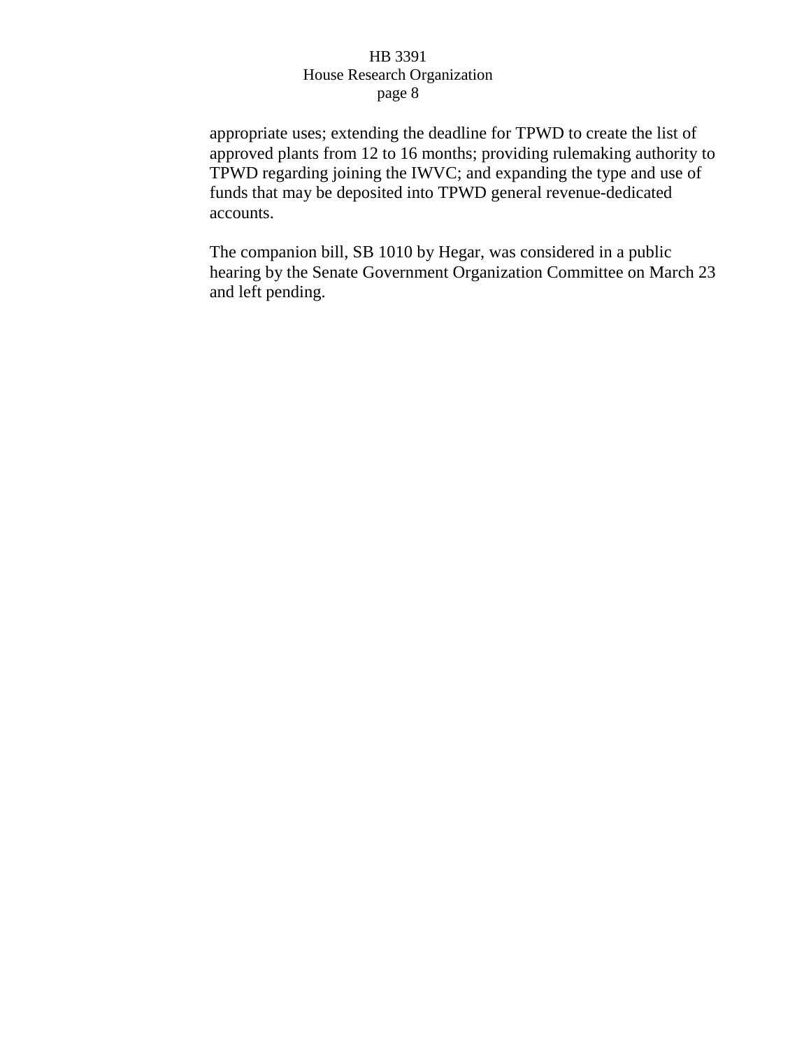appropriate uses; extending the deadline for TPWD to create the list of approved plants from 12 to 16 months; providing rulemaking authority to TPWD regarding joining the IWVC; and expanding the type and use of funds that may be deposited into TPWD general revenue-dedicated accounts.

The companion bill, SB 1010 by Hegar, was considered in a public hearing by the Senate Government Organization Committee on March 23 and left pending.